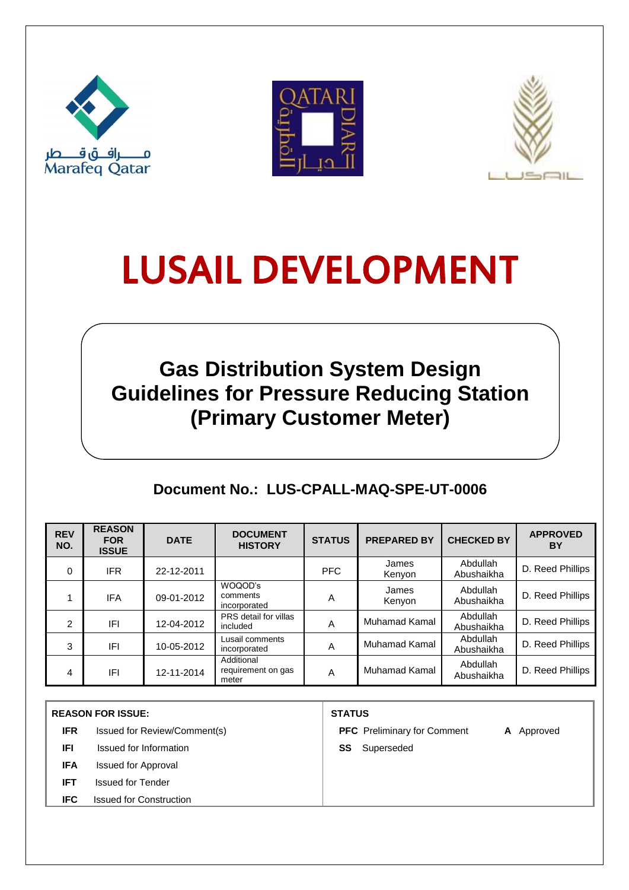مـــرافــق قـــطر
Marafeq Qatar

QATARI DIAR
الديار القطرية

LUSAIL

# LUSAIL DEVELOPMENT

## Gas Distribution System Design Guidelines for Pressure Reducing Station (Primary Customer Meter)

### Document No.: LUS-CPALL-MAQ-SPE-UT-0006

| REV NO. | REASON FOR ISSUE | DATE | DOCUMENT HISTORY | STATUS | PREPARED BY | CHECKED BY | APPROVED BY |
|---|---|---|---|---|---|---|---|
| 0 | IFR | 22-12-2011 | | PFC | James Kenyon | Abdullah Abushaikha | D. Reed Phillips |
| 1 | IFA | 09-01-2012 | WOQOD's comments incorporated | A | James Kenyon | Abdullah Abushaikha | D. Reed Phillips |
| 2 | IFI | 12-04-2012 | PRS detail for villas included | A | Muhamad Kamal | Abdullah Abushaikha | D. Reed Phillips |
| 3 | IFI | 10-05-2012 | Lusail comments incorporated | A | Muhamad Kamal | Abdullah Abushaikha | D. Reed Phillips |
| 4 | IFI | 12-11-2014 | Additional requirement on gas meter | A | Muhamad Kamal | Abdullah Abushaikha | D. Reed Phillips |

| REASON FOR ISSUE: | | STATUS | |
|---|---|---|---|
| **IFR** Issued for Review/Comment(s) | | **PFC** Preliminary for Comment | **A** Approved |
| **IFI** Issued for Information | | **SS** Superseded | |
| **IFA** Issued for Approval | | | |
| **IFT** Issued for Tender | | | |
| **IFC** Issued for Construction | | | |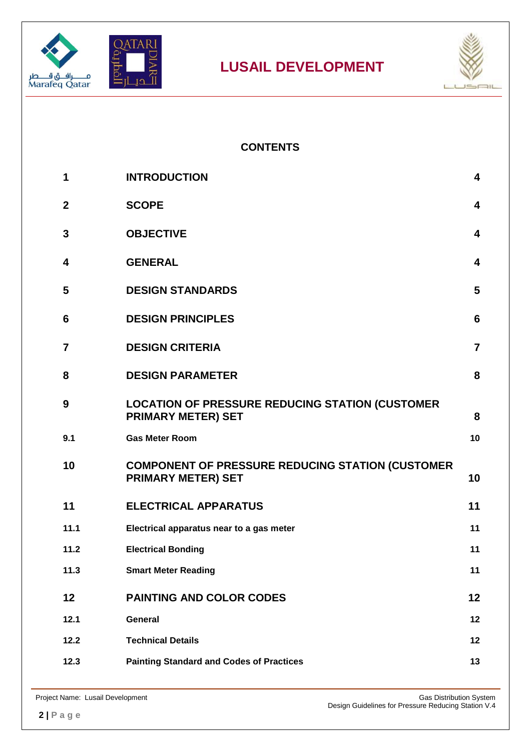**CONTENTS**

| | | |
|---|---|---|
| **1** | **INTRODUCTION** | **4** |
| **2** | **SCOPE** | **4** |
| **3** | **OBJECTIVE** | **4** |
| **4** | **GENERAL** | **4** |
| **5** | **DESIGN STANDARDS** | **5** |
| **6** | **DESIGN PRINCIPLES** | **6** |
| **7** | **DESIGN CRITERIA** | **7** |
| **8** | **DESIGN PARAMETER** | **8** |
| **9** | **LOCATION OF PRESSURE REDUCING STATION (CUSTOMER PRIMARY METER) SET** | **8** |
| **9.1** | **Gas Meter Room** | **10** |
| **10** | **COMPONENT OF PRESSURE REDUCING STATION (CUSTOMER PRIMARY METER) SET** | **10** |
| **11** | **ELECTRICAL APPARATUS** | **11** |
| **11.1** | **Electrical apparatus near to a gas meter** | **11** |
| **11.2** | **Electrical Bonding** | **11** |
| **11.3** | **Smart Meter Reading** | **11** |
| **12** | **PAINTING AND COLOR CODES** | **12** |
| **12.1** | **General** | **12** |
| **12.2** | **Technical Details** | **12** |
| **12.3** | **Painting Standard and Codes of Practices** | **13** |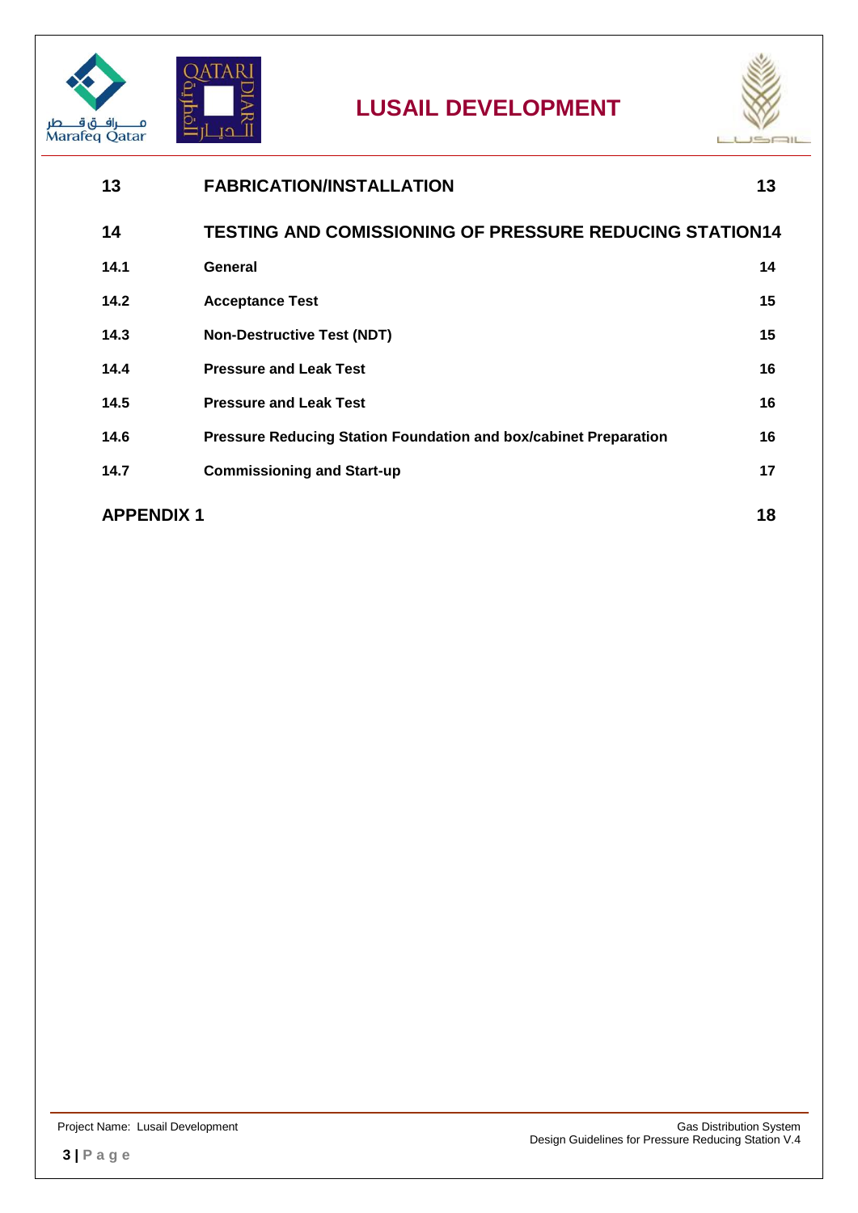| | | |
|---|---|---|
| **13** | **FABRICATION/INSTALLATION** | **13** |
| **14** | **TESTING AND COMISSIONING OF PRESSURE REDUCING STATION** | **14** |
| **14.1** | **General** | **14** |
| **14.2** | **Acceptance Test** | **15** |
| **14.3** | **Non-Destructive Test (NDT)** | **15** |
| **14.4** | **Pressure and Leak Test** | **16** |
| **14.5** | **Pressure and Leak Test** | **16** |
| **14.6** | **Pressure Reducing Station Foundation and box/cabinet Preparation** | **16** |
| **14.7** | **Commissioning and Start-up** | **17** |
| **APPENDIX 1** | | **18** |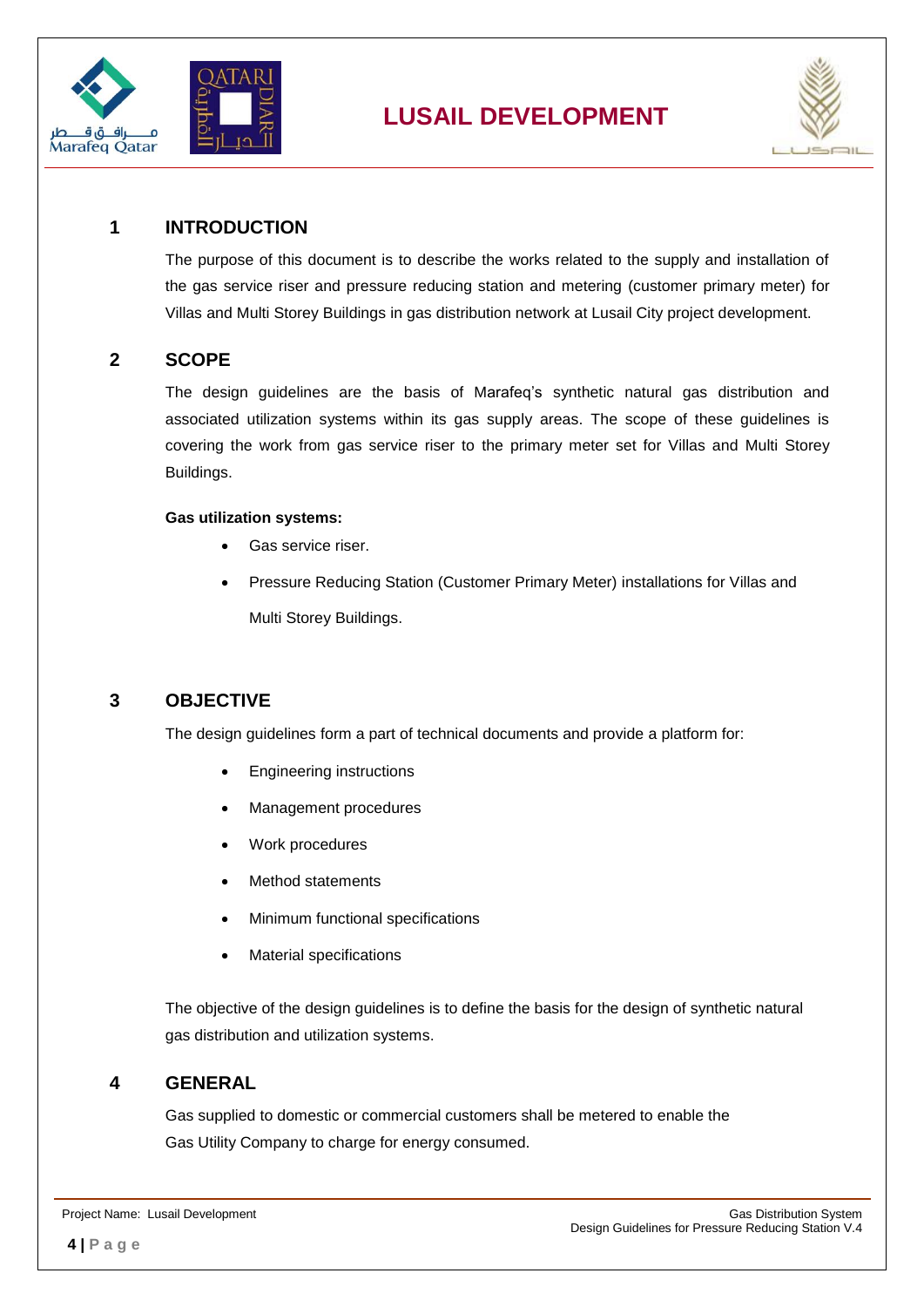## 1 INTRODUCTION

The purpose of this document is to describe the works related to the supply and installation of the gas service riser and pressure reducing station and metering (customer primary meter) for Villas and Multi Storey Buildings in gas distribution network at Lusail City project development.

## 2 SCOPE

The design guidelines are the basis of Marafeq's synthetic natural gas distribution and associated utilization systems within its gas supply areas. The scope of these guidelines is covering the work from gas service riser to the primary meter set for Villas and Multi Storey Buildings.

**Gas utilization systems:**

- Gas service riser.
- Pressure Reducing Station (Customer Primary Meter) installations for Villas and Multi Storey Buildings.

## 3 OBJECTIVE

The design guidelines form a part of technical documents and provide a platform for:

- Engineering instructions
- Management procedures
- Work procedures
- Method statements
- Minimum functional specifications
- Material specifications

The objective of the design guidelines is to define the basis for the design of synthetic natural gas distribution and utilization systems.

## 4 GENERAL

Gas supplied to domestic or commercial customers shall be metered to enable the Gas Utility Company to charge for energy consumed.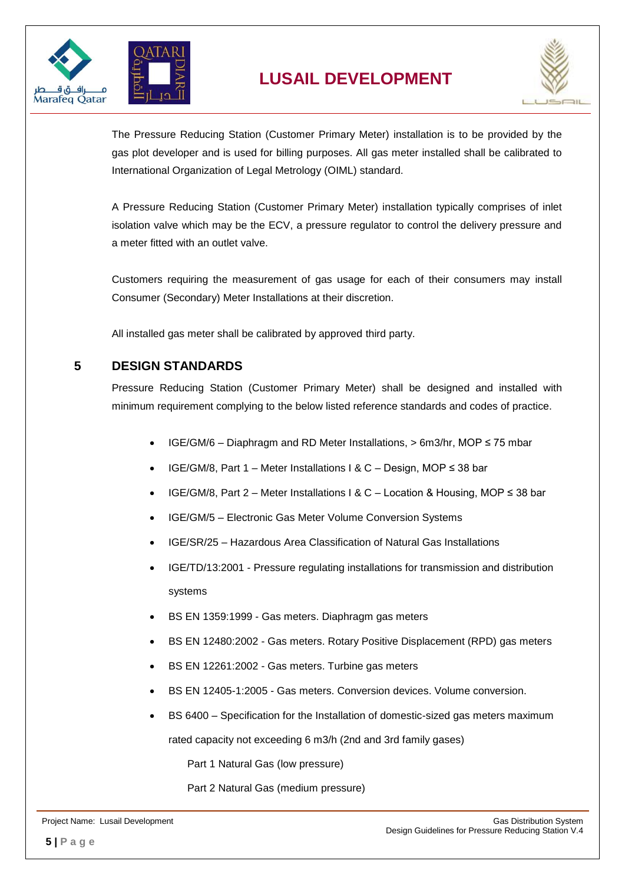The Pressure Reducing Station (Customer Primary Meter) installation is to be provided by the gas plot developer and is used for billing purposes. All gas meter installed shall be calibrated to International Organization of Legal Metrology (OIML) standard.

A Pressure Reducing Station (Customer Primary Meter) installation typically comprises of inlet isolation valve which may be the ECV, a pressure regulator to control the delivery pressure and a meter fitted with an outlet valve.

Customers requiring the measurement of gas usage for each of their consumers may install Consumer (Secondary) Meter Installations at their discretion.

All installed gas meter shall be calibrated by approved third party.

## 5 DESIGN STANDARDS

Pressure Reducing Station (Customer Primary Meter) shall be designed and installed with minimum requirement complying to the below listed reference standards and codes of practice.

- IGE/GM/6 – Diaphragm and RD Meter Installations, > 6m3/hr, MOP ≤ 75 mbar
- IGE/GM/8, Part 1 – Meter Installations I & C – Design, MOP ≤ 38 bar
- IGE/GM/8, Part 2 – Meter Installations I & C – Location & Housing, MOP ≤ 38 bar
- IGE/GM/5 – Electronic Gas Meter Volume Conversion Systems
- IGE/SR/25 – Hazardous Area Classification of Natural Gas Installations
- IGE/TD/13:2001 - Pressure regulating installations for transmission and distribution systems
- BS EN 1359:1999 - Gas meters. Diaphragm gas meters
- BS EN 12480:2002 - Gas meters. Rotary Positive Displacement (RPD) gas meters
- BS EN 12261:2002 - Gas meters. Turbine gas meters
- BS EN 12405-1:2005 - Gas meters. Conversion devices. Volume conversion.
- BS 6400 – Specification for the Installation of domestic-sized gas meters maximum rated capacity not exceeding 6 m3/h (2nd and 3rd family gases)

  Part 1 Natural Gas (low pressure)

  Part 2 Natural Gas (medium pressure)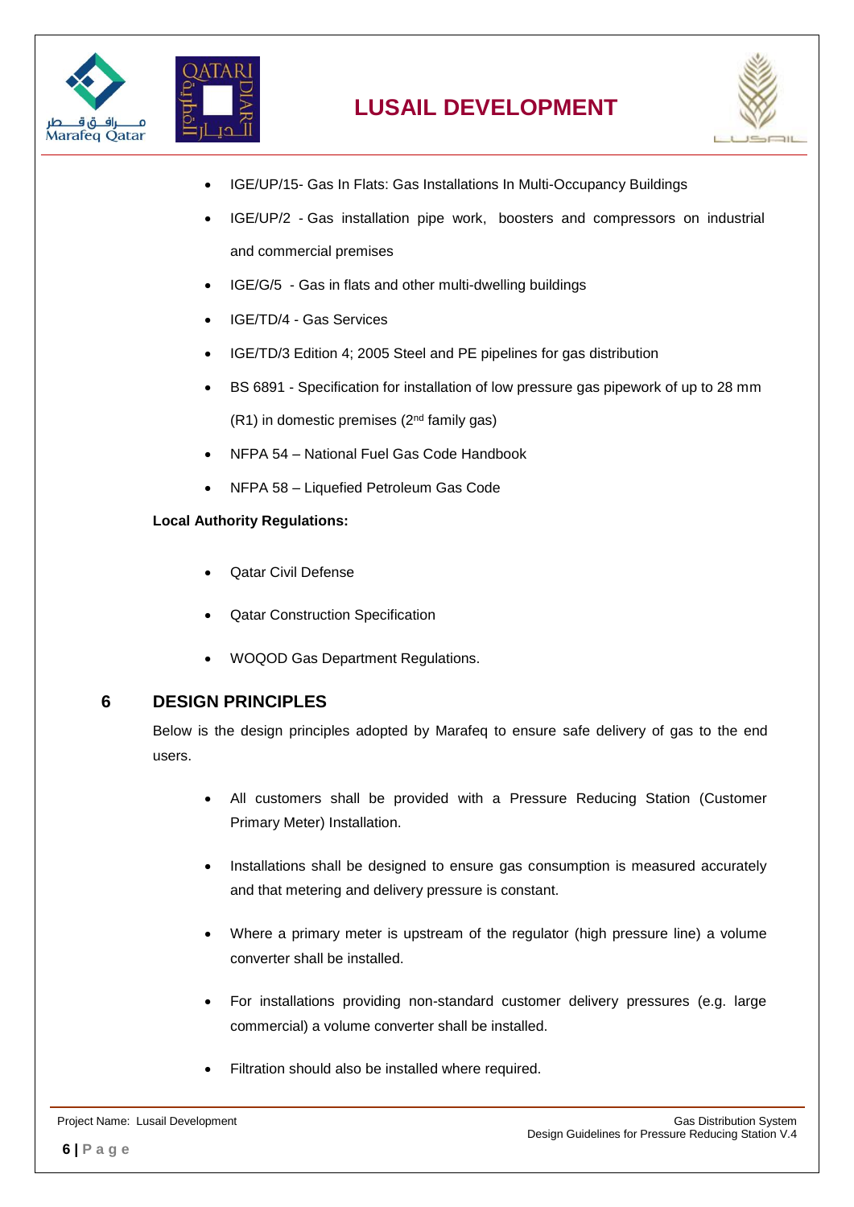- IGE/UP/15- Gas In Flats: Gas Installations In Multi-Occupancy Buildings
- IGE/UP/2 - Gas installation pipe work, boosters and compressors on industrial and commercial premises
- IGE/G/5 - Gas in flats and other multi-dwelling buildings
- IGE/TD/4 - Gas Services
- IGE/TD/3 Edition 4; 2005 Steel and PE pipelines for gas distribution
- BS 6891 - Specification for installation of low pressure gas pipework of up to 28 mm (R1) in domestic premises (2nd family gas)
- NFPA 54 – National Fuel Gas Code Handbook
- NFPA 58 – Liquefied Petroleum Gas Code

**Local Authority Regulations:**

- Qatar Civil Defense
- Qatar Construction Specification
- WOQOD Gas Department Regulations.

## 6 DESIGN PRINCIPLES

Below is the design principles adopted by Marafeq to ensure safe delivery of gas to the end users.

- All customers shall be provided with a Pressure Reducing Station (Customer Primary Meter) Installation.
- Installations shall be designed to ensure gas consumption is measured accurately and that metering and delivery pressure is constant.
- Where a primary meter is upstream of the regulator (high pressure line) a volume converter shall be installed.
- For installations providing non-standard customer delivery pressures (e.g. large commercial) a volume converter shall be installed.
- Filtration should also be installed where required.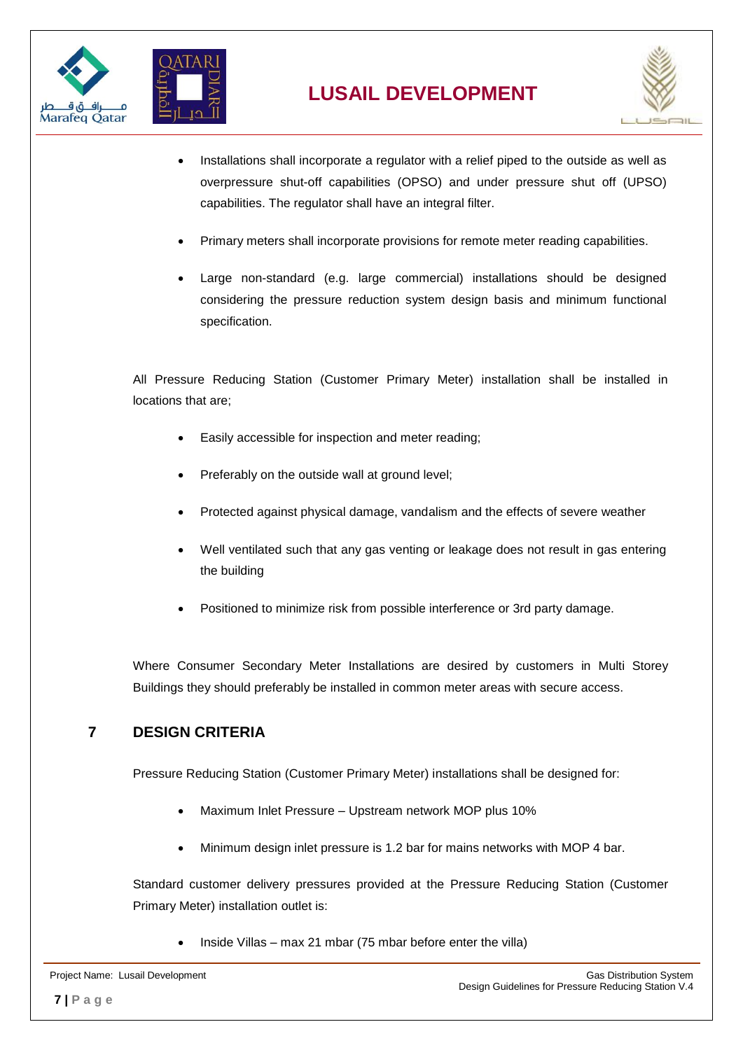- Installations shall incorporate a regulator with a relief piped to the outside as well as overpressure shut-off capabilities (OPSO) and under pressure shut off (UPSO) capabilities. The regulator shall have an integral filter.
- Primary meters shall incorporate provisions for remote meter reading capabilities.
- Large non-standard (e.g. large commercial) installations should be designed considering the pressure reduction system design basis and minimum functional specification.

All Pressure Reducing Station (Customer Primary Meter) installation shall be installed in locations that are;

- Easily accessible for inspection and meter reading;
- Preferably on the outside wall at ground level;
- Protected against physical damage, vandalism and the effects of severe weather
- Well ventilated such that any gas venting or leakage does not result in gas entering the building
- Positioned to minimize risk from possible interference or 3rd party damage.

Where Consumer Secondary Meter Installations are desired by customers in Multi Storey Buildings they should preferably be installed in common meter areas with secure access.

## 7 DESIGN CRITERIA

Pressure Reducing Station (Customer Primary Meter) installations shall be designed for:

- Maximum Inlet Pressure – Upstream network MOP plus 10%
- Minimum design inlet pressure is 1.2 bar for mains networks with MOP 4 bar.

Standard customer delivery pressures provided at the Pressure Reducing Station (Customer Primary Meter) installation outlet is:

- Inside Villas – max 21 mbar (75 mbar before enter the villa)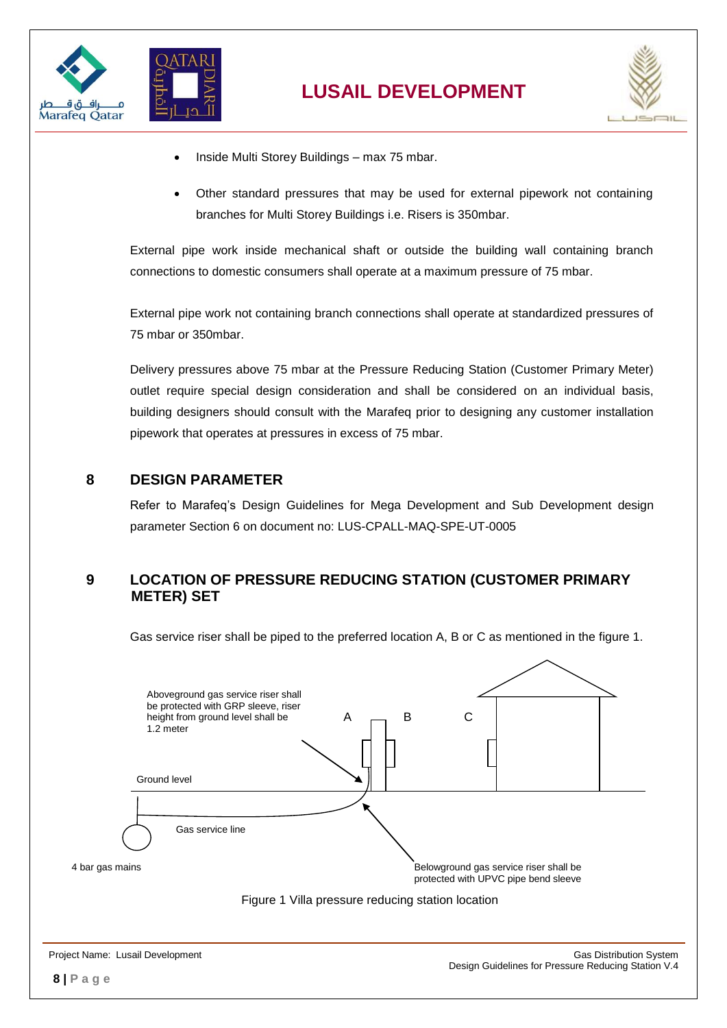- Inside Multi Storey Buildings – max 75 mbar.
- Other standard pressures that may be used for external pipework not containing branches for Multi Storey Buildings i.e. Risers is 350mbar.

External pipe work inside mechanical shaft or outside the building wall containing branch connections to domestic consumers shall operate at a maximum pressure of 75 mbar.

External pipe work not containing branch connections shall operate at standardized pressures of 75 mbar or 350mbar.

Delivery pressures above 75 mbar at the Pressure Reducing Station (Customer Primary Meter) outlet require special design consideration and shall be considered on an individual basis, building designers should consult with the Marafeq prior to designing any customer installation pipework that operates at pressures in excess of 75 mbar.

## 8 DESIGN PARAMETER

Refer to Marafeq's Design Guidelines for Mega Development and Sub Development design parameter Section 6 on document no: LUS-CPALL-MAQ-SPE-UT-0005

## 9 LOCATION OF PRESSURE REDUCING STATION (CUSTOMER PRIMARY METER) SET

Gas service riser shall be piped to the preferred location A, B or C as mentioned in the figure 1.

Aboveground gas service riser shall be protected with GRP sleeve, riser height from ground level shall be 1.2 meter

A

B

C

Ground level

Gas service line

4 bar gas mains

Belowground gas service riser shall be protected with UPVC pipe bend sleeve

Figure 1 Villa pressure reducing station location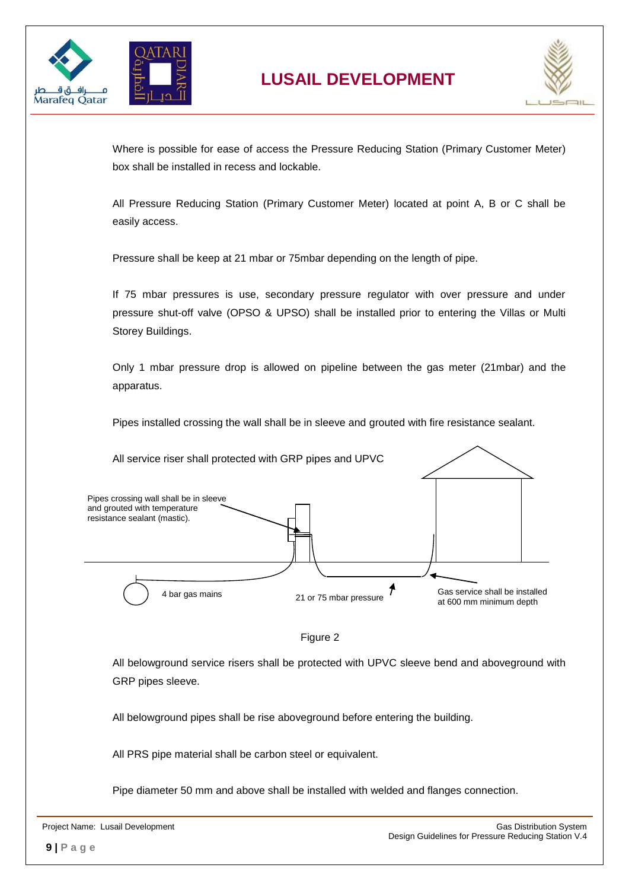Where is possible for ease of access the Pressure Reducing Station (Primary Customer Meter) box shall be installed in recess and lockable.

All Pressure Reducing Station (Primary Customer Meter) located at point A, B or C shall be easily access.

Pressure shall be keep at 21 mbar or 75mbar depending on the length of pipe.

If 75 mbar pressures is use, secondary pressure regulator with over pressure and under pressure shut-off valve (OPSO & UPSO) shall be installed prior to entering the Villas or Multi Storey Buildings.

Only 1 mbar pressure drop is allowed on pipeline between the gas meter (21mbar) and the apparatus.

Pipes installed crossing the wall shall be in sleeve and grouted with fire resistance sealant.

All service riser shall protected with GRP pipes and UPVC

Pipes crossing wall shall be in sleeve and grouted with temperature resistance sealant (mastic).

4 bar gas mains

21 or 75 mbar pressure

Gas service shall be installed at 600 mm minimum depth

Figure 2

All belowground service risers shall be protected with UPVC sleeve bend and aboveground with GRP pipes sleeve.

All belowground pipes shall be rise aboveground before entering the building.

All PRS pipe material shall be carbon steel or equivalent.

Pipe diameter 50 mm and above shall be installed with welded and flanges connection.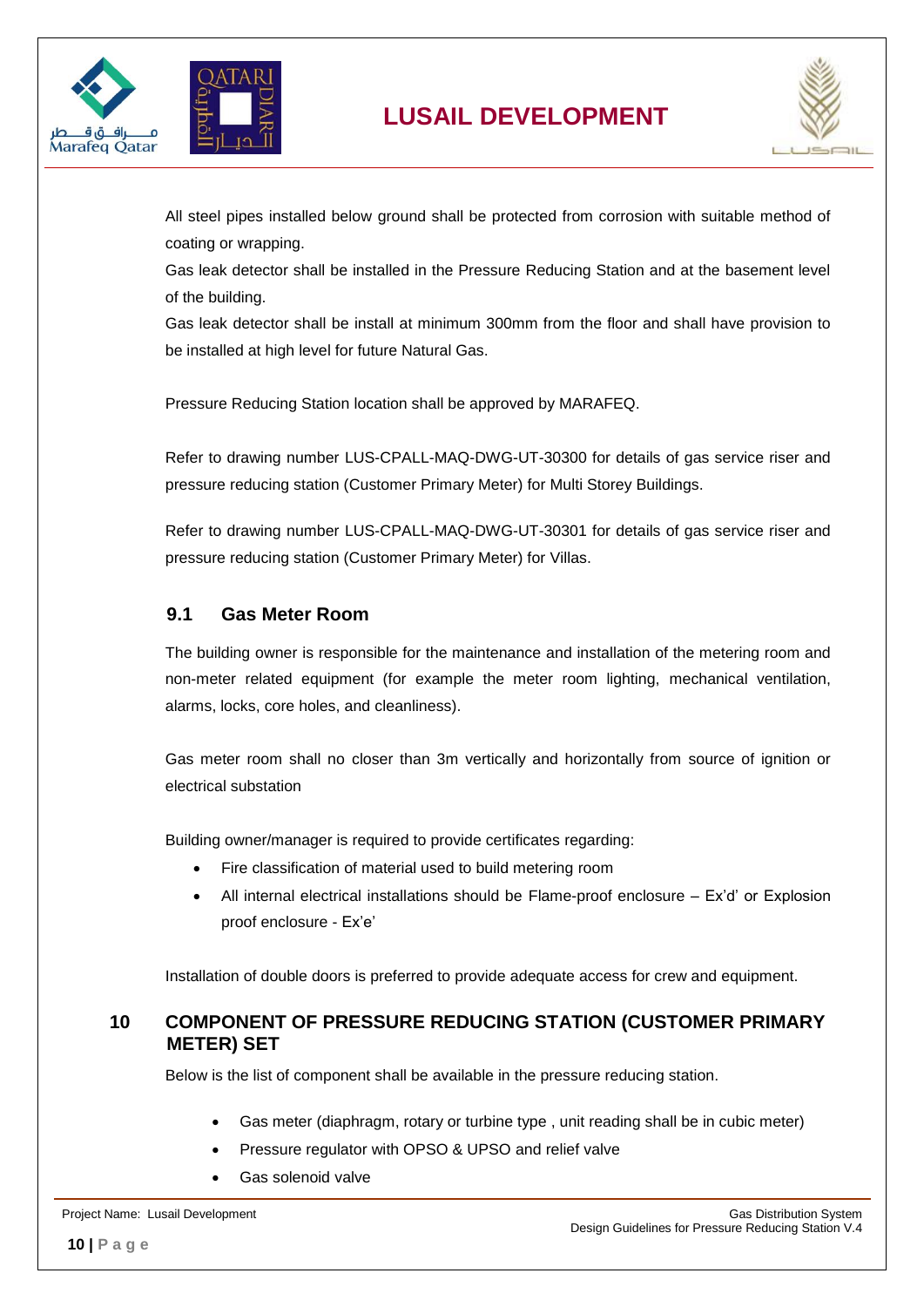All steel pipes installed below ground shall be protected from corrosion with suitable method of coating or wrapping.

Gas leak detector shall be installed in the Pressure Reducing Station and at the basement level of the building.

Gas leak detector shall be install at minimum 300mm from the floor and shall have provision to be installed at high level for future Natural Gas.

Pressure Reducing Station location shall be approved by MARAFEQ.

Refer to drawing number LUS-CPALL-MAQ-DWG-UT-30300 for details of gas service riser and pressure reducing station (Customer Primary Meter) for Multi Storey Buildings.

Refer to drawing number LUS-CPALL-MAQ-DWG-UT-30301 for details of gas service riser and pressure reducing station (Customer Primary Meter) for Villas.

## 9.1 Gas Meter Room

The building owner is responsible for the maintenance and installation of the metering room and non-meter related equipment (for example the meter room lighting, mechanical ventilation, alarms, locks, core holes, and cleanliness).

Gas meter room shall no closer than 3m vertically and horizontally from source of ignition or electrical substation

Building owner/manager is required to provide certificates regarding:

- Fire classification of material used to build metering room
- All internal electrical installations should be Flame-proof enclosure – Ex'd' or Explosion proof enclosure - Ex'e'

Installation of double doors is preferred to provide adequate access for crew and equipment.

# 10 COMPONENT OF PRESSURE REDUCING STATION (CUSTOMER PRIMARY METER) SET

Below is the list of component shall be available in the pressure reducing station.

- Gas meter (diaphragm, rotary or turbine type , unit reading shall be in cubic meter)
- Pressure regulator with OPSO & UPSO and relief valve
- Gas solenoid valve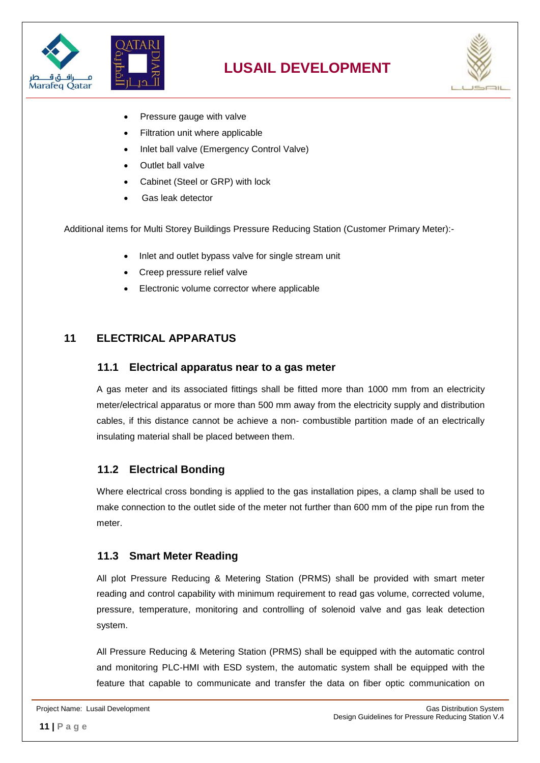- Pressure gauge with valve
- Filtration unit where applicable
- Inlet ball valve (Emergency Control Valve)
- Outlet ball valve
- Cabinet (Steel or GRP) with lock
- Gas leak detector

Additional items for Multi Storey Buildings Pressure Reducing Station (Customer Primary Meter):-

- Inlet and outlet bypass valve for single stream unit
- Creep pressure relief valve
- Electronic volume corrector where applicable

# 11 ELECTRICAL APPARATUS

## 11.1 Electrical apparatus near to a gas meter

A gas meter and its associated fittings shall be fitted more than 1000 mm from an electricity meter/electrical apparatus or more than 500 mm away from the electricity supply and distribution cables, if this distance cannot be achieve a non- combustible partition made of an electrically insulating material shall be placed between them.

## 11.2 Electrical Bonding

Where electrical cross bonding is applied to the gas installation pipes, a clamp shall be used to make connection to the outlet side of the meter not further than 600 mm of the pipe run from the meter.

## 11.3 Smart Meter Reading

All plot Pressure Reducing & Metering Station (PRMS) shall be provided with smart meter reading and control capability with minimum requirement to read gas volume, corrected volume, pressure, temperature, monitoring and controlling of solenoid valve and gas leak detection system.

All Pressure Reducing & Metering Station (PRMS) shall be equipped with the automatic control and monitoring PLC-HMI with ESD system, the automatic system shall be equipped with the feature that capable to communicate and transfer the data on fiber optic communication on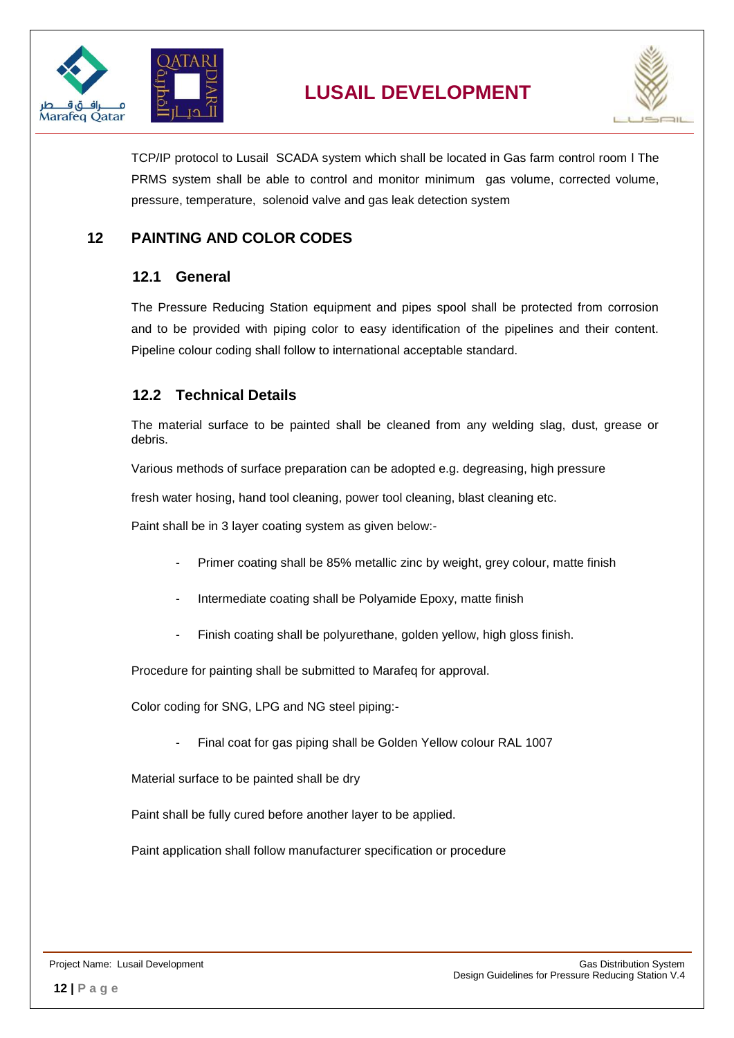TCP/IP protocol to Lusail SCADA system which shall be located in Gas farm control room l The PRMS system shall be able to control and monitor minimum gas volume, corrected volume, pressure, temperature, solenoid valve and gas leak detection system

# 12 PAINTING AND COLOR CODES

## 12.1 General

The Pressure Reducing Station equipment and pipes spool shall be protected from corrosion and to be provided with piping color to easy identification of the pipelines and their content. Pipeline colour coding shall follow to international acceptable standard.

## 12.2 Technical Details

The material surface to be painted shall be cleaned from any welding slag, dust, grease or debris.

Various methods of surface preparation can be adopted e.g. degreasing, high pressure

fresh water hosing, hand tool cleaning, power tool cleaning, blast cleaning etc.

Paint shall be in 3 layer coating system as given below:-

- Primer coating shall be 85% metallic zinc by weight, grey colour, matte finish
- Intermediate coating shall be Polyamide Epoxy, matte finish
- Finish coating shall be polyurethane, golden yellow, high gloss finish.

Procedure for painting shall be submitted to Marafeq for approval.

Color coding for SNG, LPG and NG steel piping:-

- Final coat for gas piping shall be Golden Yellow colour RAL 1007

Material surface to be painted shall be dry

Paint shall be fully cured before another layer to be applied.

Paint application shall follow manufacturer specification or procedure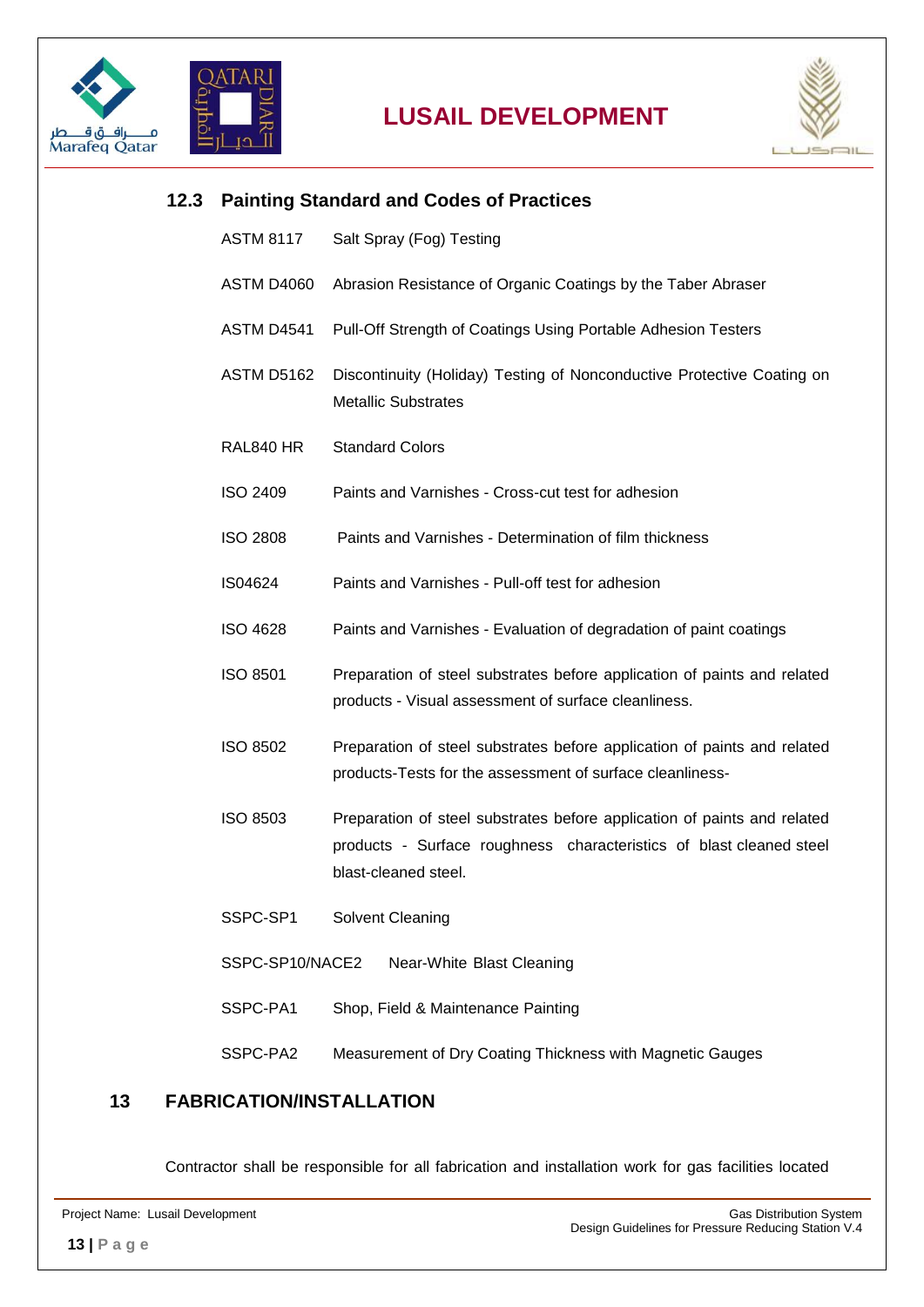## 12.3 Painting Standard and Codes of Practices

| | |
|---|---|
| ASTM 8117 | Salt Spray (Fog) Testing |
| ASTM D4060 | Abrasion Resistance of Organic Coatings by the Taber Abraser |
| ASTM D4541 | Pull-Off Strength of Coatings Using Portable Adhesion Testers |
| ASTM D5162 | Discontinuity (Holiday) Testing of Nonconductive Protective Coating on Metallic Substrates |
| RAL840 HR | Standard Colors |
| ISO 2409 | Paints and Varnishes - Cross-cut test for adhesion |
| ISO 2808 | Paints and Varnishes - Determination of film thickness |
| IS04624 | Paints and Varnishes - Pull-off test for adhesion |
| ISO 4628 | Paints and Varnishes - Evaluation of degradation of paint coatings |
| ISO 8501 | Preparation of steel substrates before application of paints and related products - Visual assessment of surface cleanliness. |
| ISO 8502 | Preparation of steel substrates before application of paints and related products-Tests for the assessment of surface cleanliness- |
| ISO 8503 | Preparation of steel substrates before application of paints and related products - Surface roughness characteristics of blast cleaned steel blast-cleaned steel. |
| SSPC-SP1 | Solvent Cleaning |
| SSPC-SP10/NACE2 | Near-White Blast Cleaning |
| SSPC-PA1 | Shop, Field & Maintenance Painting |
| SSPC-PA2 | Measurement of Dry Coating Thickness with Magnetic Gauges |

# 13 FABRICATION/INSTALLATION

Contractor shall be responsible for all fabrication and installation work for gas facilities located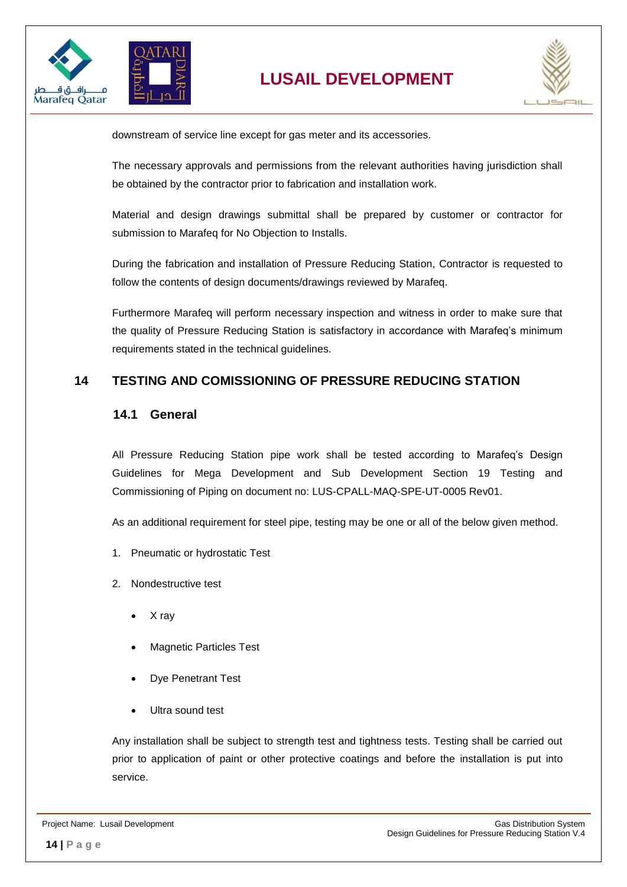downstream of service line except for gas meter and its accessories.

The necessary approvals and permissions from the relevant authorities having jurisdiction shall be obtained by the contractor prior to fabrication and installation work.

Material and design drawings submittal shall be prepared by customer or contractor for submission to Marafeq for No Objection to Installs.

During the fabrication and installation of Pressure Reducing Station, Contractor is requested to follow the contents of design documents/drawings reviewed by Marafeq.

Furthermore Marafeq will perform necessary inspection and witness in order to make sure that the quality of Pressure Reducing Station is satisfactory in accordance with Marafeq's minimum requirements stated in the technical guidelines.

# 14 TESTING AND COMISSIONING OF PRESSURE REDUCING STATION

## 14.1 General

All Pressure Reducing Station pipe work shall be tested according to Marafeq's Design Guidelines for Mega Development and Sub Development Section 19 Testing and Commissioning of Piping on document no: LUS-CPALL-MAQ-SPE-UT-0005 Rev01.

As an additional requirement for steel pipe, testing may be one or all of the below given method.

1. Pneumatic or hydrostatic Test
2. Nondestructive test
   - X ray
   - Magnetic Particles Test
   - Dye Penetrant Test
   - Ultra sound test

Any installation shall be subject to strength test and tightness tests. Testing shall be carried out prior to application of paint or other protective coatings and before the installation is put into service.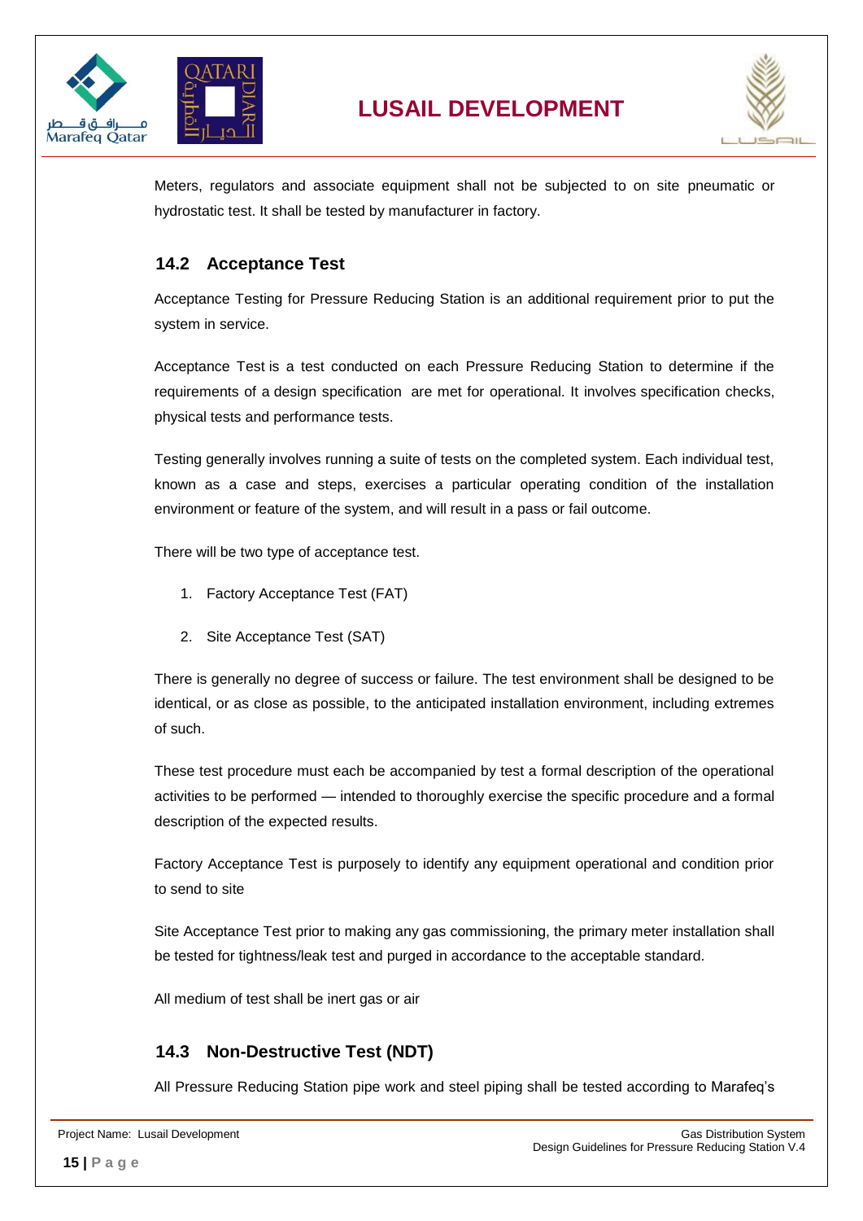Meters, regulators and associate equipment shall not be subjected to on site pneumatic or hydrostatic test. It shall be tested by manufacturer in factory.

## 14.2 Acceptance Test

Acceptance Testing for Pressure Reducing Station is an additional requirement prior to put the system in service.

Acceptance Test is a test conducted on each Pressure Reducing Station to determine if the requirements of a design specification are met for operational. It involves specification checks, physical tests and performance tests.

Testing generally involves running a suite of tests on the completed system. Each individual test, known as a case and steps, exercises a particular operating condition of the installation environment or feature of the system, and will result in a pass or fail outcome.

There will be two type of acceptance test.

1. Factory Acceptance Test (FAT)
2. Site Acceptance Test (SAT)

There is generally no degree of success or failure. The test environment shall be designed to be identical, or as close as possible, to the anticipated installation environment, including extremes of such.

These test procedure must each be accompanied by test a formal description of the operational activities to be performed — intended to thoroughly exercise the specific procedure and a formal description of the expected results.

Factory Acceptance Test is purposely to identify any equipment operational and condition prior to send to site

Site Acceptance Test prior to making any gas commissioning, the primary meter installation shall be tested for tightness/leak test and purged in accordance to the acceptable standard.

All medium of test shall be inert gas or air

## 14.3 Non-Destructive Test (NDT)

All Pressure Reducing Station pipe work and steel piping shall be tested according to Marafeq's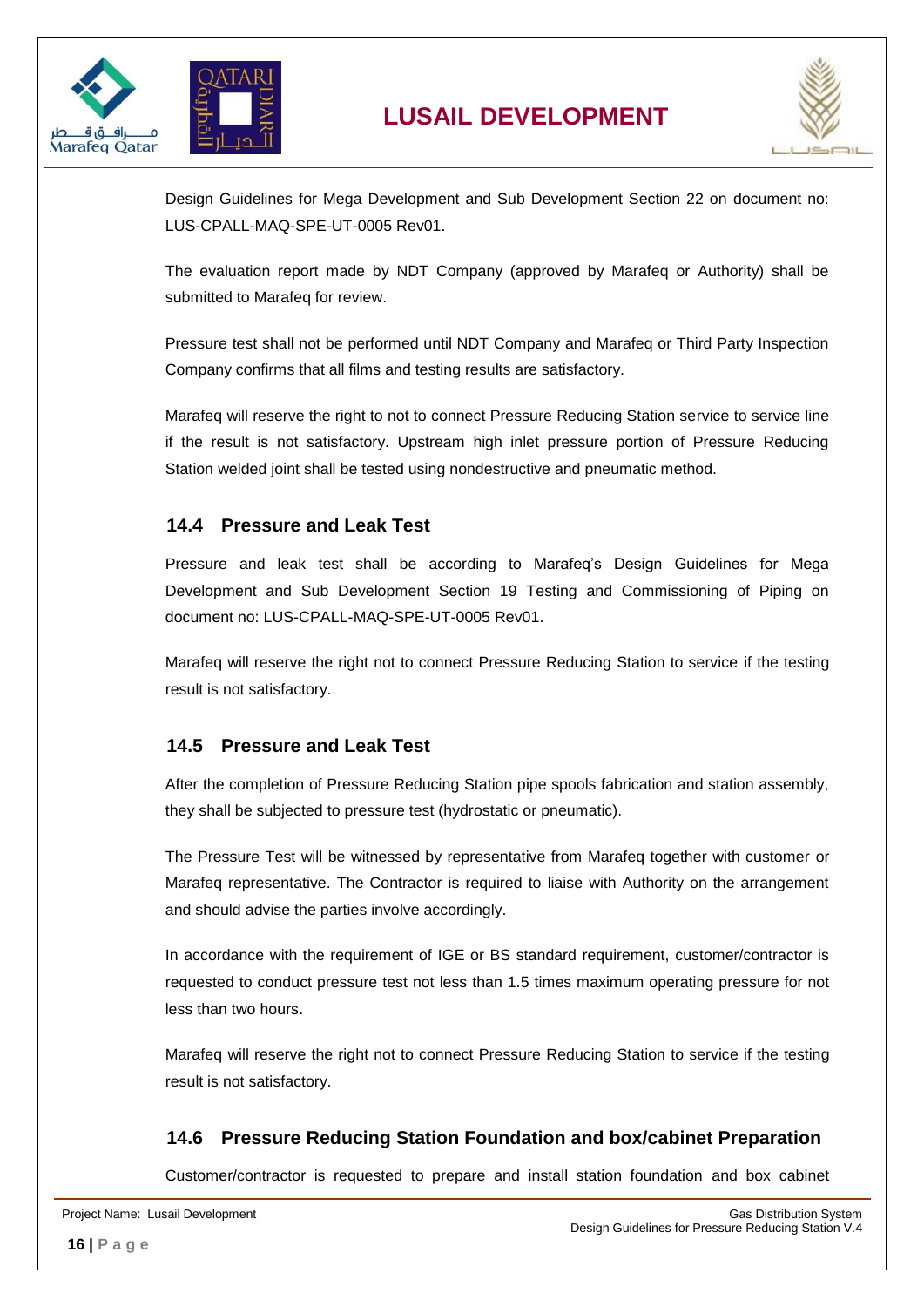Design Guidelines for Mega Development and Sub Development Section 22 on document no: LUS-CPALL-MAQ-SPE-UT-0005 Rev01.

The evaluation report made by NDT Company (approved by Marafeq or Authority) shall be submitted to Marafeq for review.

Pressure test shall not be performed until NDT Company and Marafeq or Third Party Inspection Company confirms that all films and testing results are satisfactory.

Marafeq will reserve the right to not to connect Pressure Reducing Station service to service line if the result is not satisfactory. Upstream high inlet pressure portion of Pressure Reducing Station welded joint shall be tested using nondestructive and pneumatic method.

### 14.4 Pressure and Leak Test

Pressure and leak test shall be according to Marafeq's Design Guidelines for Mega Development and Sub Development Section 19 Testing and Commissioning of Piping on document no: LUS-CPALL-MAQ-SPE-UT-0005 Rev01.

Marafeq will reserve the right not to connect Pressure Reducing Station to service if the testing result is not satisfactory.

### 14.5 Pressure and Leak Test

After the completion of Pressure Reducing Station pipe spools fabrication and station assembly, they shall be subjected to pressure test (hydrostatic or pneumatic).

The Pressure Test will be witnessed by representative from Marafeq together with customer or Marafeq representative. The Contractor is required to liaise with Authority on the arrangement and should advise the parties involve accordingly.

In accordance with the requirement of IGE or BS standard requirement, customer/contractor is requested to conduct pressure test not less than 1.5 times maximum operating pressure for not less than two hours.

Marafeq will reserve the right not to connect Pressure Reducing Station to service if the testing result is not satisfactory.

### 14.6 Pressure Reducing Station Foundation and box/cabinet Preparation

Customer/contractor is requested to prepare and install station foundation and box cabinet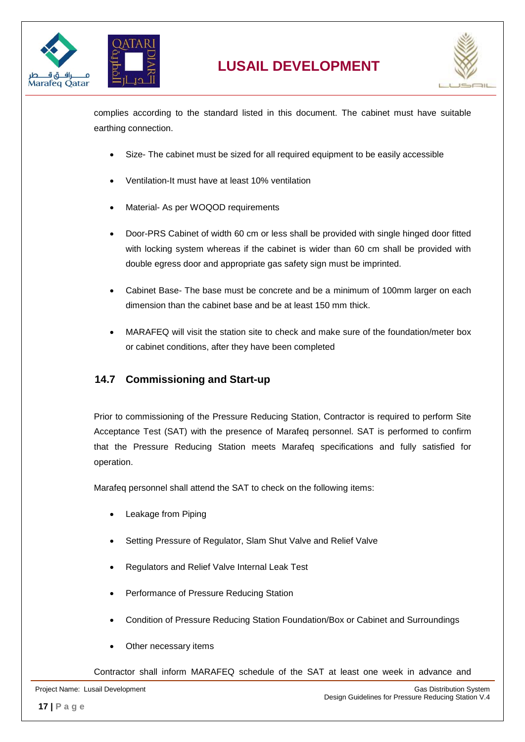complies according to the standard listed in this document. The cabinet must have suitable earthing connection.

- Size- The cabinet must be sized for all required equipment to be easily accessible
- Ventilation-It must have at least 10% ventilation
- Material- As per WOQOD requirements
- Door-PRS Cabinet of width 60 cm or less shall be provided with single hinged door fitted with locking system whereas if the cabinet is wider than 60 cm shall be provided with double egress door and appropriate gas safety sign must be imprinted.
- Cabinet Base- The base must be concrete and be a minimum of 100mm larger on each dimension than the cabinet base and be at least 150 mm thick.
- MARAFEQ will visit the station site to check and make sure of the foundation/meter box or cabinet conditions, after they have been completed

## 14.7 Commissioning and Start-up

Prior to commissioning of the Pressure Reducing Station, Contractor is required to perform Site Acceptance Test (SAT) with the presence of Marafeq personnel. SAT is performed to confirm that the Pressure Reducing Station meets Marafeq specifications and fully satisfied for operation.

Marafeq personnel shall attend the SAT to check on the following items:

- Leakage from Piping
- Setting Pressure of Regulator, Slam Shut Valve and Relief Valve
- Regulators and Relief Valve Internal Leak Test
- Performance of Pressure Reducing Station
- Condition of Pressure Reducing Station Foundation/Box or Cabinet and Surroundings
- Other necessary items

Contractor shall inform MARAFEQ schedule of the SAT at least one week in advance and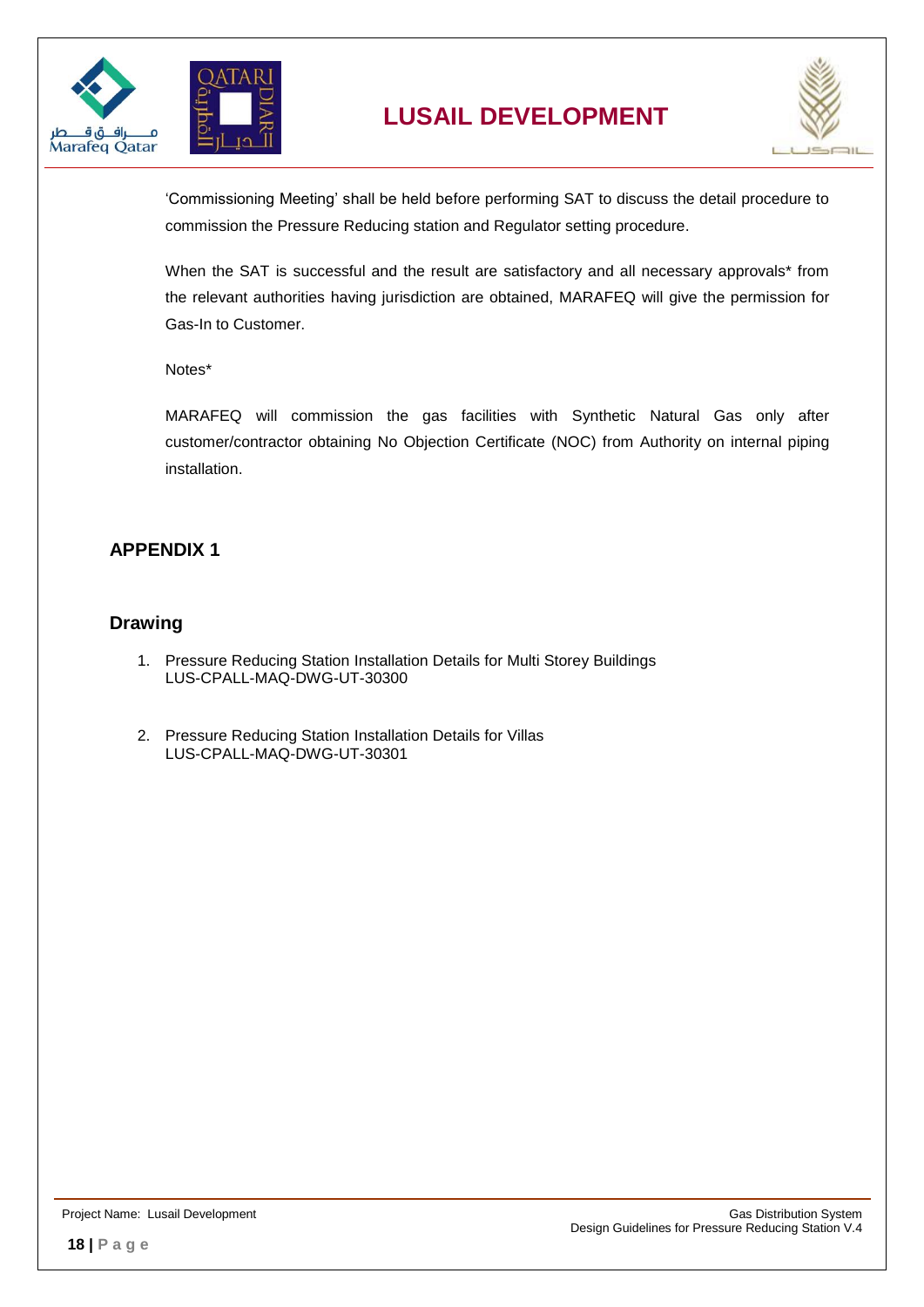'Commissioning Meeting' shall be held before performing SAT to discuss the detail procedure to commission the Pressure Reducing station and Regulator setting procedure.

When the SAT is successful and the result are satisfactory and all necessary approvals* from the relevant authorities having jurisdiction are obtained, MARAFEQ will give the permission for Gas-In to Customer.

Notes*

MARAFEQ will commission the gas facilities with Synthetic Natural Gas only after customer/contractor obtaining No Objection Certificate (NOC) from Authority on internal piping installation.

## APPENDIX 1

### Drawing

1. Pressure Reducing Station Installation Details for Multi Storey Buildings
   LUS-CPALL-MAQ-DWG-UT-30300

2. Pressure Reducing Station Installation Details for Villas
   LUS-CPALL-MAQ-DWG-UT-30301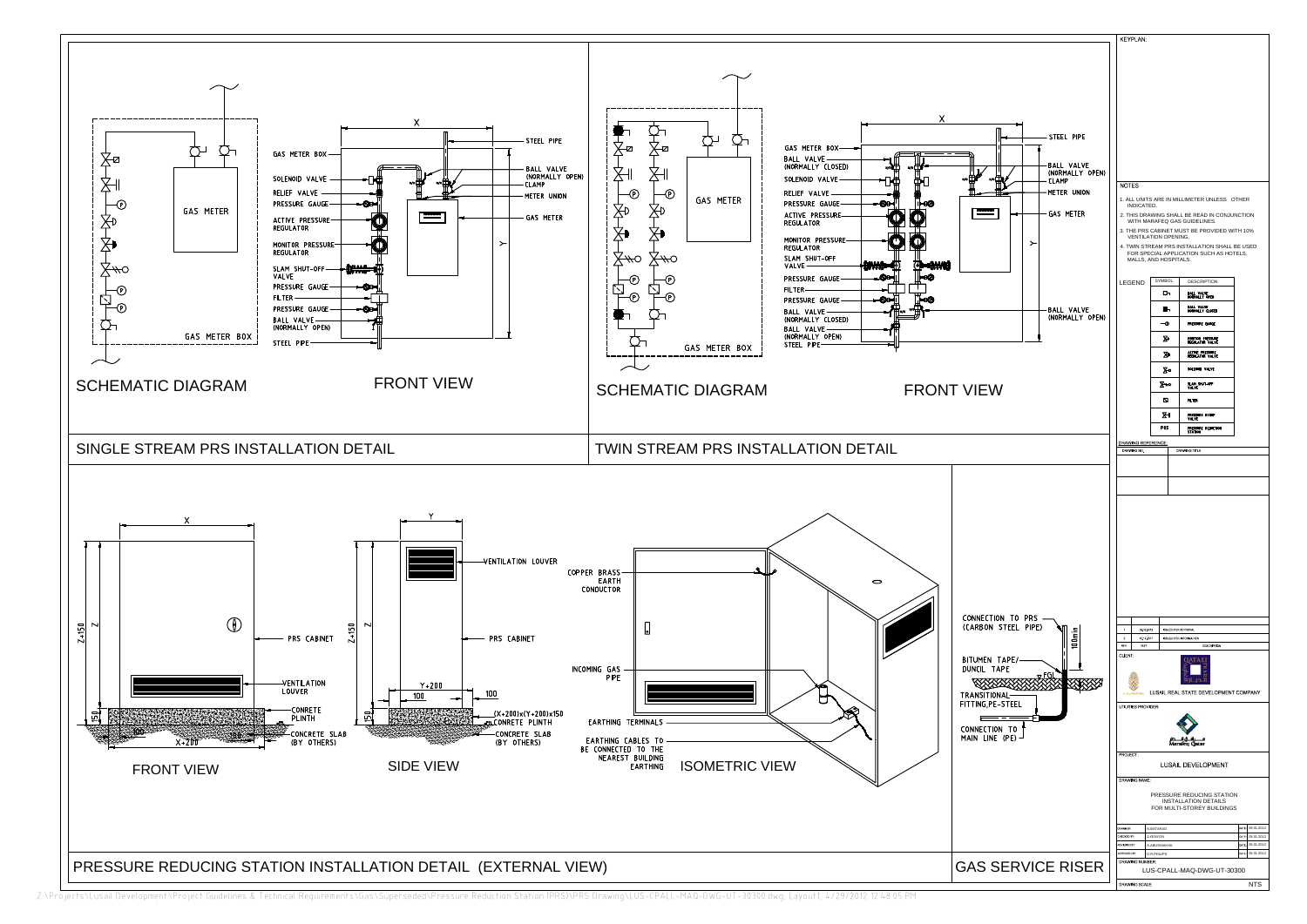## SINGLE STREAM PRS INSTALLATION DETAIL

SCHEMATIC DIAGRAM

GAS METER

GAS METER BOX

FRONT VIEW

X

Y

GAS METER BOX

SOLENOID VALVE

RELIEF VALVE

PRESSURE GAUGE

ACTIVE PRESSURE REGULATOR

MONITOR PRESSURE REGULATOR

SLAM SHUT-OFF VALVE

PRESSURE GAUGE

FILTER

PRESSURE GAUGE

BALL VALVE (NORMALLY OPEN)

STEEL PIPE

STEEL PIPE

BALL VALVE (NORMALLY OPEN)

CLAMP

METER UNION

GAS METER

## TWIN STREAM PRS INSTALLATION DETAIL

SCHEMATIC DIAGRAM

GAS METER

GAS METER BOX

FRONT VIEW

X

Y

GAS METER BOX

BALL VALVE (NORMALLY CLOSED)

SOLENOID VALVE

RELIEF VALVE

PRESSURE GAUGE

ACTIVE PRESSURE REGULATOR

MONITOR PRESSURE REGULATOR

SLAM SHUT-OFF VALVE

PRESSURE GAUGE

FILTER

PRESSURE GAUGE

BALL VALVE (NORMALLY CLOSED)

BALL VALVE (NORMALLY OPEN)

STEEL PIPE

STEEL PIPE

BALL VALVE (NORMALLY OPEN)

CLAMP

METER UNION

GAS METER

BALL VALVE (NORMALLY OPEN)

## PRESSURE REDUCING STATION INSTALLATION DETAIL (EXTERNAL VIEW)

FRONT VIEW

X

Z+150

Z

150

100

X+200

100

PRS CABINET

VENTILATION LOUVER

CONRETE PLINTH

CONCRETE SLAB (BY OTHERS)

SIDE VIEW

Y

Z+150

Z

150

Y+200

100

100

VENTILATION LOUVER

PRS CABINET

(X+200)x(Y+200)x150 CONCRETE PLINTH

CONCRETE SLAB (BY OTHERS)

ISOMETRIC VIEW

COPPER BRASS EARTH CONDUCTOR

INCOMING GAS PIPE

EARTHING TERMINALS

EARTHING CABLES TO BE CONNECTED TO THE NEAREST BUILDING EARTHING

## GAS SERVICE RISER

CONNECTION TO PRS (CARBON STEEL PIPE)

BITUMEN TAPE/ DUNCIL TAPE

FGL

100min

TRANSITIONAL FITTING,PE-STEEL

CONNECTION TO MAIN LINE (PE)

KEYPLAN:

NOTES

1. ALL UNITS ARE IN MILLIMETER UNLESS OTHER INDICATED.
2. THIS DRAWING SHALL BE READ IN CONJUNCTION WITH MARAFEQ GAS GUIDELINES.
3. THE PRS CABINET MUST BE PROVIDED WITH 10% VENTILATION OPENING.
4. TWIN STREAM PRS INSTALLATION SHALL BE USED FOR SPECIAL APPLICATION SUCH AS HOTELS, MALLS, AND HOSPITALS.

LEGEND

| SYMBOL | DESCRIPTION |
|---|---|
| | BALL VALVE NORMALLY OPEN |
| | BALL VALVE NORMALLY CLOSED |
| | PRESSURE GAUGE |
| | MONITOR PRESSURE REGULATOR VALVE |
| | ACTIVE PRESSURE REGULATOR VALVE |
| | SOLENOID VALVE |
| | SLAM SHUT-OFF VALVE |
| | FILTER |
| | PRESSURE RELIEF VALVE |
| PRS | PRESSURE REDUCTION STATION |

DRAWING REFERENCE:

| DRAWING NO. | DRAWING TITLE |
|---|---|
| | |

| REV | DATE | DESCRIPTION |
|---|---|---|
| 1 | 15/5/2012 | ISSUED FOR APPROVAL |
| 0 | 1/4/2012 | ISSUED FOR INFORMATION |

CLIENT:

LUSAIL REAL STATE DEVELOPMENT COMPANY

UTILITIES PROVIDER:

Marafeq Qatar

PROJECT:

LUSAIL DEVELOPMENT

DRAWING NAME:

PRESSURE REDUCING STATION INSTALLATION DETAILS FOR MULTI-STOREY BUILDINGS

DRAWING NUMBER:

LUS-CPALL-MAQ-DWG-UT-30300

DRAWING SCALE: NTS

Z:\Projects\Lusail Development\Project Guidelines & Technical Requirements\Gas\Superseded\Pressure Reduction Station (PRS)\PRS Drawing\LUS-CPALL-MAQ-DWG-UT-30300.dwg, Layout1, 4/29/2012 12:48:05 PM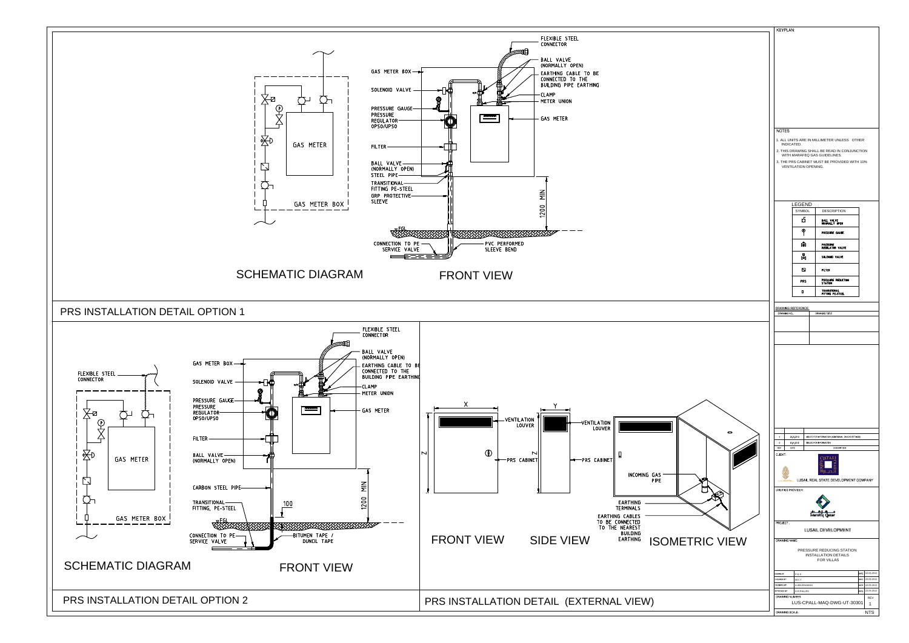KEYPLAN:

NOTES

1. ALL UNITS ARE IN MILLIMETER UNLESS OTHER INDICATED.
2. THIS DRAWING SHALL BE READ IN CONJUNCTION WITH MARAFEQ GAS GUIDELINES.
3. THE PRS CABINET MUST BE PROVIDED WITH 10% VENTILATION OPENING.

LEGEND

| SYMBOL | DESCRIPTION |
|---|---|
| | BALL VALVE NORMALLY OPEN |
| | PRESSURE GAUGE |
| | PRESSURE REGULATOR VALVE |
| | SOLENOID VALVE |
| | FILTER |
| PRS | PRESSURE REDUCTION STATION |
| | TRANSITIONAL FITTING PE-STEEL |

SCHEMATIC DIAGRAM

GAS METER

GAS METER BOX

FRONT VIEW

FLEXIBLE STEEL CONNECTOR
BALL VALVE (NORMALLY OPEN)
EARTHING CABLE TO BE CONNECTED TO THE BUILDING PIPE EARTHING
CLAMP
METER UNION
GAS METER
GAS METER BOX
SOLENOID VALVE
PRESSURE GAUGE
PRESSURE REGULATOR OPSO/UPSO
FILTER
BALL VALVE (NORMALLY OPEN)
STEEL PIPE
TRANSITIONAL FITTING PE-STEEL
GRP PROTECTIVE SLEEVE
1200 MIN
FGL
CONNECTION TO PE SERVICE VALVE
PVC PERFORMED SLEEVE BEND

## PRS INSTALLATION DETAIL OPTION 1

SCHEMATIC DIAGRAM

FLEXIBLE STEEL CONNECTOR

GAS METER

GAS METER BOX

FRONT VIEW

FLEXIBLE STEEL CONNECTOR
BALL VALVE (NORMALLY OPEN)
EARTHING CABLE TO BE CONNECTED TO THE BUILDING PIPE EARTHING
CLAMP
METER UNION
GAS METER
GAS METER BOX
SOLENOID VALVE
PRESSURE GAUGE
PRESSURE REGULATOR OPSO/UPSO
FILTER
BALL VALVE (NORMALLY OPEN)
CARBON STEEL PIPE
TRANSITIONAL FITTING, PE-STEEL
100
1200 MIN
FGL
CONNECTION TO PE SERVICE VALVE
BITUMEN TAPE / DUNCIL TAPE

## PRS INSTALLATION DETAIL OPTION 2

FRONT VIEW

SIDE VIEW

ISOMETRIC VIEW

X
Y
Z
VENTILATION LOUVER
PRS CABINET
INCOMING GAS PIPE
EARTHING TERMINALS
EARTHING CABLES TO BE CONNECTED TO THE NEAREST BUILDING EARTHING

## PRS INSTALLATION DETAIL (EXTERNAL VIEW)

DRAWING REFERENCE:

| DRAWING NO. | DRAWING TITLE |
|---|---|
| | |

| REF | DATE | DESCRIPTION |
|---|---|---|
| 1 | 02.05.2012 | ISSUED FOR INFORMATION (ADDITIONAL OR EXISTING WORK) |
| 0 | 02.05.2012 | ISSUED FOR INFORMATION |

CLIENT:

LUSAIL REAL STATE DEVELOPMENT COMPANY

UTILITIES PROVIDER:

Marafeq Qatar

PROJECT:

LUSAIL DEVELOPMENT

DRAWING NAME:

PRESSURE REDUCING STATION INSTALLATION DETAILS FOR VILLAS

| | | | |
|---|---|---|---|
| DRAWN BY | P.S.S | DATE | 22.05.2012 |
| CHECKED BY | M.K.Y | DATE | 22.05.2012 |
| REVIEWED BY | A.ABDURAHMAN | DATE | 22.05.2012 |
| APPROVED BY | D.B.PHILLIPS | DATE | 22.05.2012 |

DRAWING NUMBER: LUS-CPALL-MAQ-DWG-UT-30301

REV: 1

DRAWING SCALE: NTS